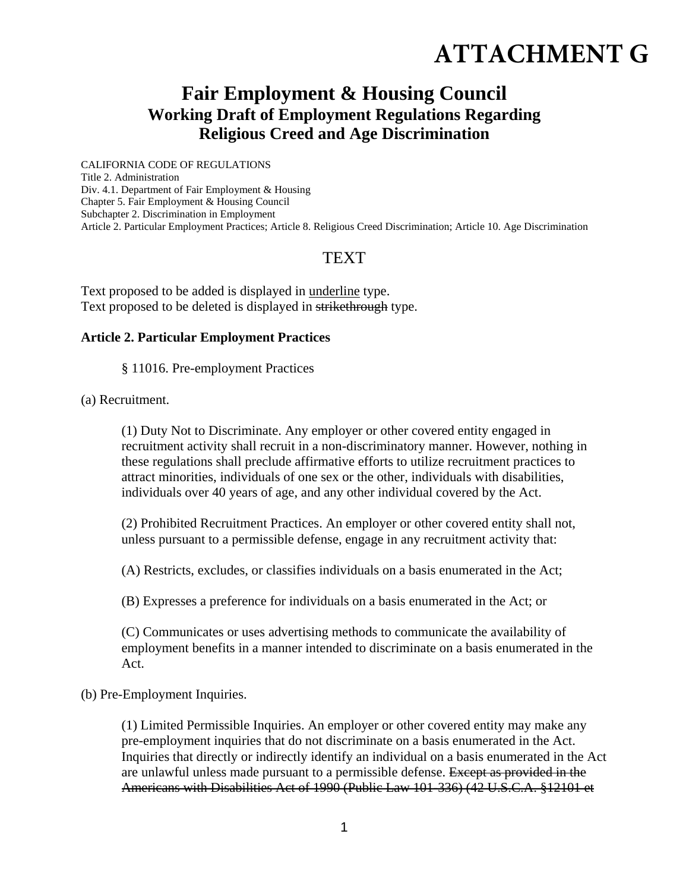# ATTACHMENT G

## Fair Employment & Housing Council
### Working Draft of Employment Regulations Regarding Religious Creed and Age Discrimination

CALIFORNIA CODE OF REGULATIONS
Title 2. Administration
Div. 4.1. Department of Fair Employment & Housing
Chapter 5. Fair Employment & Housing Council
Subchapter 2. Discrimination in Employment
Article 2. Particular Employment Practices; Article 8. Religious Creed Discrimination; Article 10. Age Discrimination

TEXT

Text proposed to be added is displayed in <u>underline</u> type.
Text proposed to be deleted is displayed in ~~strikethrough~~ type.

**Article 2. Particular Employment Practices**

§ 11016. Pre-employment Practices

(a) Recruitment.

(1) Duty Not to Discriminate. Any employer or other covered entity engaged in recruitment activity shall recruit in a non-discriminatory manner. However, nothing in these regulations shall preclude affirmative efforts to utilize recruitment practices to attract minorities, individuals of one sex or the other, individuals with disabilities, individuals over 40 years of age, and any other individual covered by the Act.

(2) Prohibited Recruitment Practices. An employer or other covered entity shall not, unless pursuant to a permissible defense, engage in any recruitment activity that:

(A) Restricts, excludes, or classifies individuals on a basis enumerated in the Act;

(B) Expresses a preference for individuals on a basis enumerated in the Act; or

(C) Communicates or uses advertising methods to communicate the availability of employment benefits in a manner intended to discriminate on a basis enumerated in the Act.

(b) Pre-Employment Inquiries.

(1) Limited Permissible Inquiries. An employer or other covered entity may make any pre-employment inquiries that do not discriminate on a basis enumerated in the Act. Inquiries that directly or indirectly identify an individual on a basis enumerated in the Act are unlawful unless made pursuant to a permissible defense. ~~Except as provided in the Americans with Disabilities Act of 1990 (Public Law 101-336) (42 U.S.C.A. §12101 et~~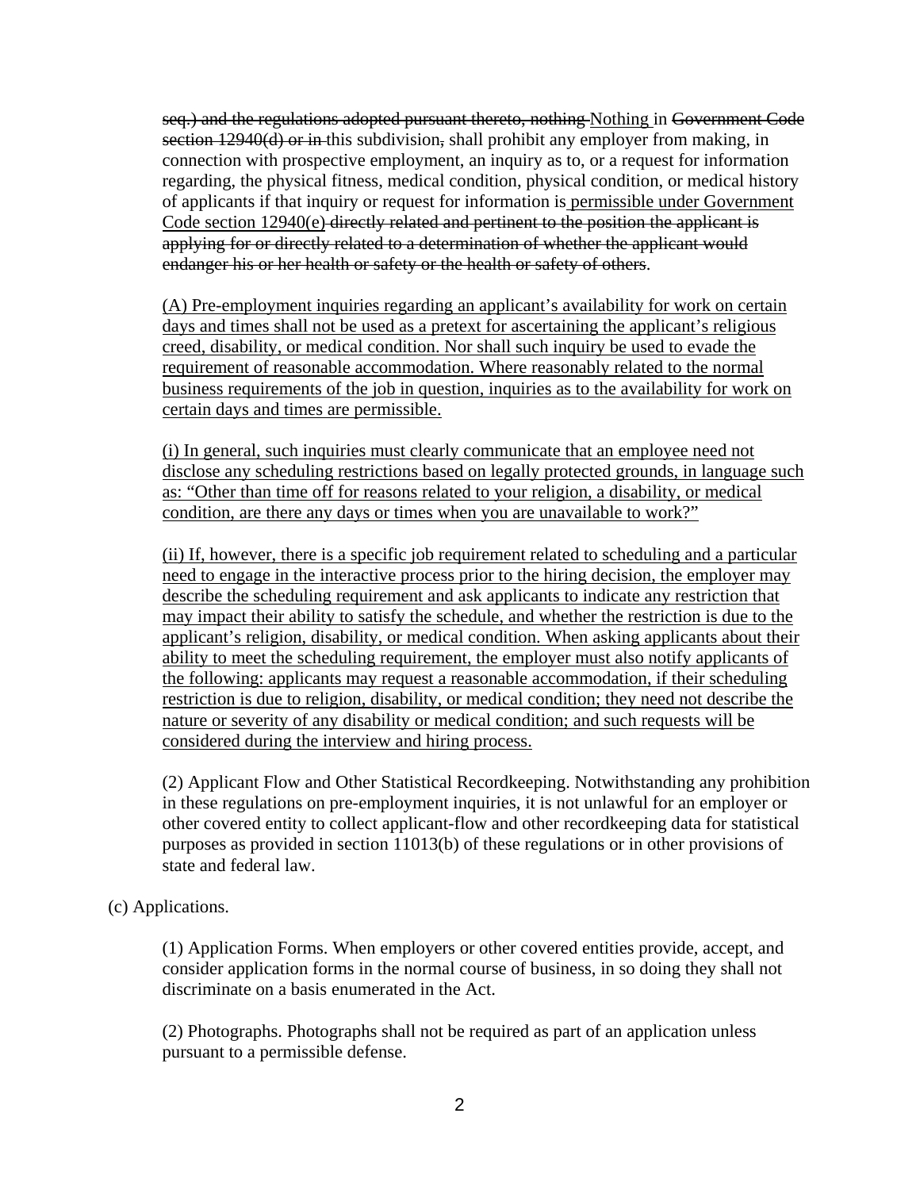~~seq.) and the regulations adopted pursuant thereto, nothing~~ <u>Nothing</u> in ~~Government Code section 12940(d) or in~~ this subdivision~~,~~ shall prohibit any employer from making, in connection with prospective employment, an inquiry as to, or a request for information regarding, the physical fitness, medical condition, physical condition, or medical history of applicants if that inquiry or request for information is <u>permissible under Government Code section 12940(e)</u> ~~directly related and pertinent to the position the applicant is applying for or directly related to a determination of whether the applicant would endanger his or her health or safety or the health or safety of others~~.

<u>(A) Pre-employment inquiries regarding an applicant's availability for work on certain days and times shall not be used as a pretext for ascertaining the applicant's religious creed, disability, or medical condition. Nor shall such inquiry be used to evade the requirement of reasonable accommodation. Where reasonably related to the normal business requirements of the job in question, inquiries as to the availability for work on certain days and times are permissible.</u>

<u>(i) In general, such inquiries must clearly communicate that an employee need not disclose any scheduling restrictions based on legally protected grounds, in language such as: "Other than time off for reasons related to your religion, a disability, or medical condition, are there any days or times when you are unavailable to work?"</u>

<u>(ii) If, however, there is a specific job requirement related to scheduling and a particular need to engage in the interactive process prior to the hiring decision, the employer may describe the scheduling requirement and ask applicants to indicate any restriction that may impact their ability to satisfy the schedule, and whether the restriction is due to the applicant's religion, disability, or medical condition. When asking applicants about their ability to meet the scheduling requirement, the employer must also notify applicants of the following: applicants may request a reasonable accommodation, if their scheduling restriction is due to religion, disability, or medical condition; they need not describe the nature or severity of any disability or medical condition; and such requests will be considered during the interview and hiring process.</u>

(2) Applicant Flow and Other Statistical Recordkeeping. Notwithstanding any prohibition in these regulations on pre-employment inquiries, it is not unlawful for an employer or other covered entity to collect applicant-flow and other recordkeeping data for statistical purposes as provided in section 11013(b) of these regulations or in other provisions of state and federal law.

(c) Applications.

(1) Application Forms. When employers or other covered entities provide, accept, and consider application forms in the normal course of business, in so doing they shall not discriminate on a basis enumerated in the Act.

(2) Photographs. Photographs shall not be required as part of an application unless pursuant to a permissible defense.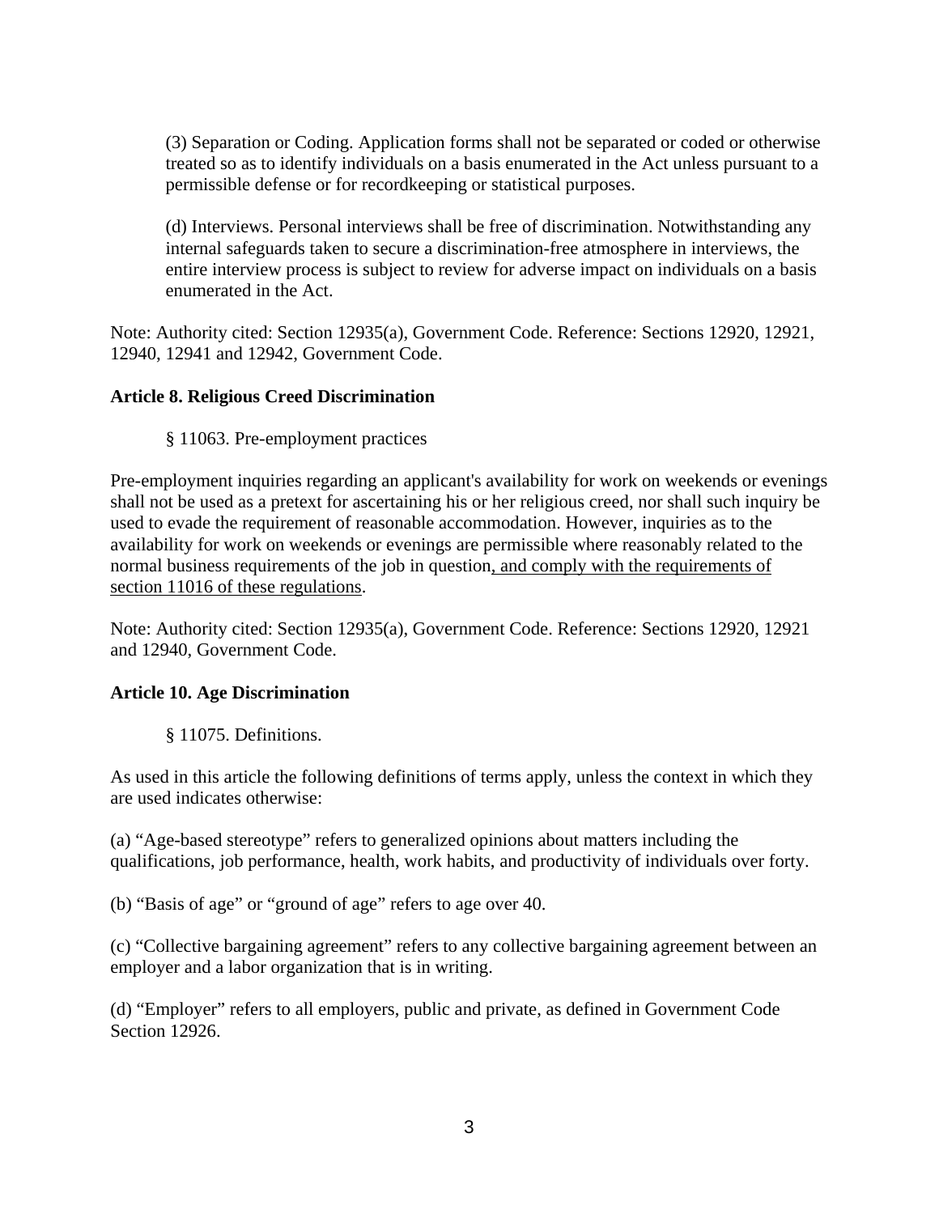(3) Separation or Coding. Application forms shall not be separated or coded or otherwise treated so as to identify individuals on a basis enumerated in the Act unless pursuant to a permissible defense or for recordkeeping or statistical purposes.

(d) Interviews. Personal interviews shall be free of discrimination. Notwithstanding any internal safeguards taken to secure a discrimination-free atmosphere in interviews, the entire interview process is subject to review for adverse impact on individuals on a basis enumerated in the Act.

Note: Authority cited: Section 12935(a), Government Code. Reference: Sections 12920, 12921, 12940, 12941 and 12942, Government Code.

**Article 8. Religious Creed Discrimination**

§ 11063. Pre-employment practices

Pre-employment inquiries regarding an applicant's availability for work on weekends or evenings shall not be used as a pretext for ascertaining his or her religious creed, nor shall such inquiry be used to evade the requirement of reasonable accommodation. However, inquiries as to the availability for work on weekends or evenings are permissible where reasonably related to the normal business requirements of the job in question<u>, and comply with the requirements of section 11016 of these regulations</u>.

Note: Authority cited: Section 12935(a), Government Code. Reference: Sections 12920, 12921 and 12940, Government Code.

**Article 10. Age Discrimination**

§ 11075. Definitions.

As used in this article the following definitions of terms apply, unless the context in which they are used indicates otherwise:

(a) "Age-based stereotype" refers to generalized opinions about matters including the qualifications, job performance, health, work habits, and productivity of individuals over forty.

(b) "Basis of age" or "ground of age" refers to age over 40.

(c) "Collective bargaining agreement" refers to any collective bargaining agreement between an employer and a labor organization that is in writing.

(d) "Employer" refers to all employers, public and private, as defined in Government Code Section 12926.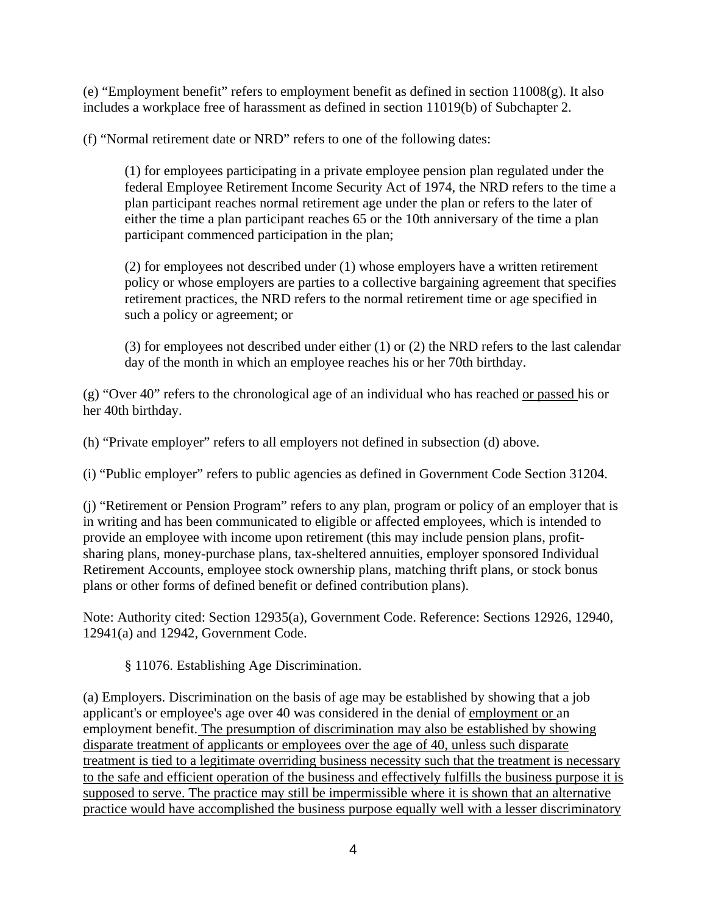(e) "Employment benefit" refers to employment benefit as defined in section 11008(g). It also includes a workplace free of harassment as defined in section 11019(b) of Subchapter 2.

(f) "Normal retirement date or NRD" refers to one of the following dates:

> (1) for employees participating in a private employee pension plan regulated under the federal Employee Retirement Income Security Act of 1974, the NRD refers to the time a plan participant reaches normal retirement age under the plan or refers to the later of either the time a plan participant reaches 65 or the 10th anniversary of the time a plan participant commenced participation in the plan;
>
> (2) for employees not described under (1) whose employers have a written retirement policy or whose employers are parties to a collective bargaining agreement that specifies retirement practices, the NRD refers to the normal retirement time or age specified in such a policy or agreement; or
>
> (3) for employees not described under either (1) or (2) the NRD refers to the last calendar day of the month in which an employee reaches his or her 70th birthday.

(g) "Over 40" refers to the chronological age of an individual who has reached <u>or passed</u> his or her 40th birthday.

(h) "Private employer" refers to all employers not defined in subsection (d) above.

(i) "Public employer" refers to public agencies as defined in Government Code Section 31204.

(j) "Retirement or Pension Program" refers to any plan, program or policy of an employer that is in writing and has been communicated to eligible or affected employees, which is intended to provide an employee with income upon retirement (this may include pension plans, profit-sharing plans, money-purchase plans, tax-sheltered annuities, employer sponsored Individual Retirement Accounts, employee stock ownership plans, matching thrift plans, or stock bonus plans or other forms of defined benefit or defined contribution plans).

Note: Authority cited: Section 12935(a), Government Code. Reference: Sections 12926, 12940, 12941(a) and 12942, Government Code.

§ 11076. Establishing Age Discrimination.

(a) Employers. Discrimination on the basis of age may be established by showing that a job applicant's or employee's age over 40 was considered in the denial of <u>employment or</u> an employment benefit. <u>The presumption of discrimination may also be established by showing disparate treatment of applicants or employees over the age of 40, unless such disparate treatment is tied to a legitimate overriding business necessity such that the treatment is necessary to the safe and efficient operation of the business and effectively fulfills the business purpose it is supposed to serve. The practice may still be impermissible where it is shown that an alternative practice would have accomplished the business purpose equally well with a lesser discriminatory</u>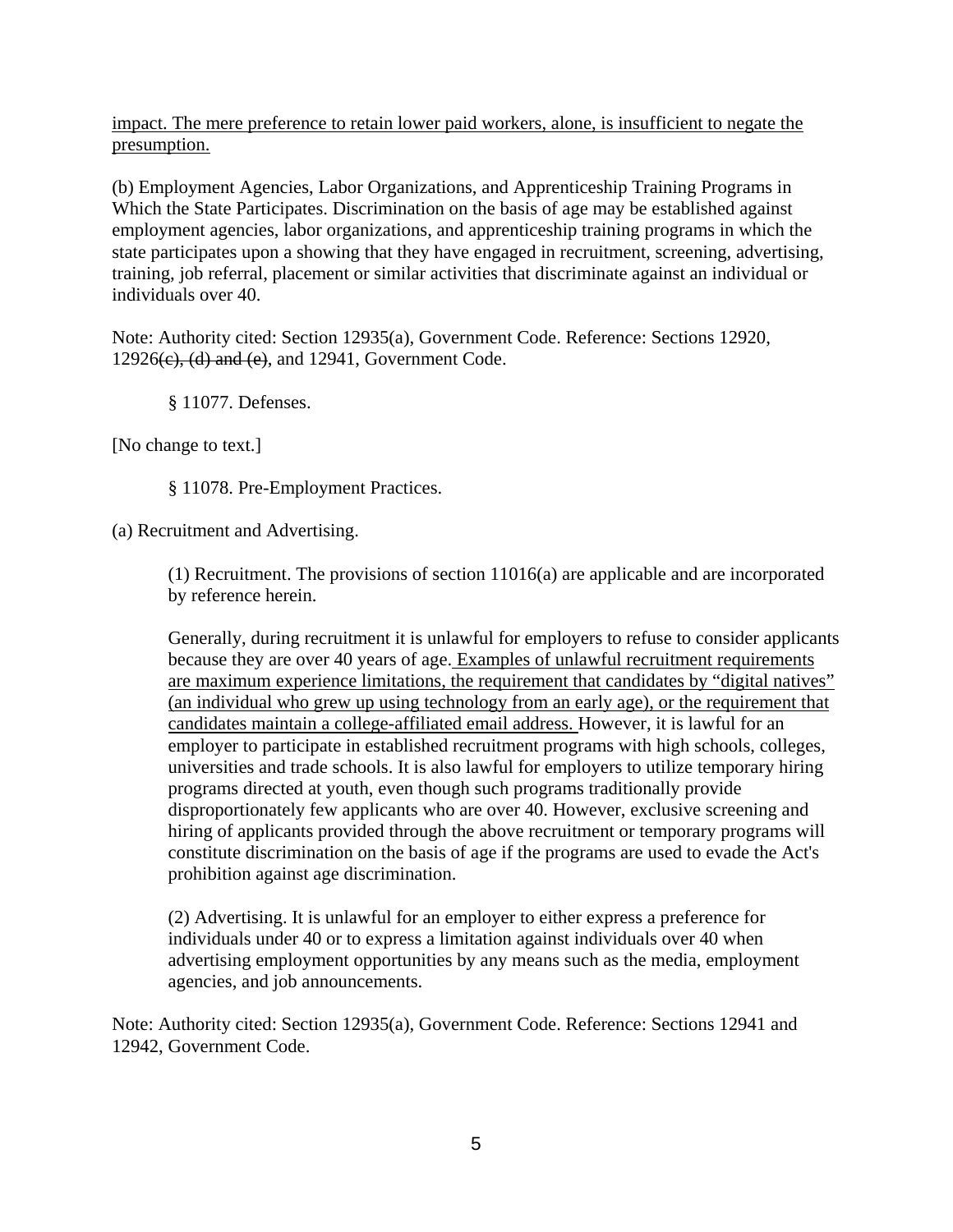<u>impact. The mere preference to retain lower paid workers, alone, is insufficient to negate the presumption.</u>

(b) Employment Agencies, Labor Organizations, and Apprenticeship Training Programs in Which the State Participates. Discrimination on the basis of age may be established against employment agencies, labor organizations, and apprenticeship training programs in which the state participates upon a showing that they have engaged in recruitment, screening, advertising, training, job referral, placement or similar activities that discriminate against an individual or individuals over 40.

Note: Authority cited: Section 12935(a), Government Code. Reference: Sections 12920, 12926~~(c), (d) and (e)~~, and 12941, Government Code.

§ 11077. Defenses.

[No change to text.]

§ 11078. Pre-Employment Practices.

(a) Recruitment and Advertising.

> (1) Recruitment. The provisions of section 11016(a) are applicable and are incorporated by reference herein.
>
> Generally, during recruitment it is unlawful for employers to refuse to consider applicants because they are over 40 years of age<u>. Examples of unlawful recruitment requirements are maximum experience limitations, the requirement that candidates by "digital natives" (an individual who grew up using technology from an early age), or the requirement that candidates maintain a college-affiliated email address. </u>However, it is lawful for an employer to participate in established recruitment programs with high schools, colleges, universities and trade schools. It is also lawful for employers to utilize temporary hiring programs directed at youth, even though such programs traditionally provide disproportionately few applicants who are over 40. However, exclusive screening and hiring of applicants provided through the above recruitment or temporary programs will constitute discrimination on the basis of age if the programs are used to evade the Act's prohibition against age discrimination.
>
> (2) Advertising. It is unlawful for an employer to either express a preference for individuals under 40 or to express a limitation against individuals over 40 when advertising employment opportunities by any means such as the media, employment agencies, and job announcements.

Note: Authority cited: Section 12935(a), Government Code. Reference: Sections 12941 and 12942, Government Code.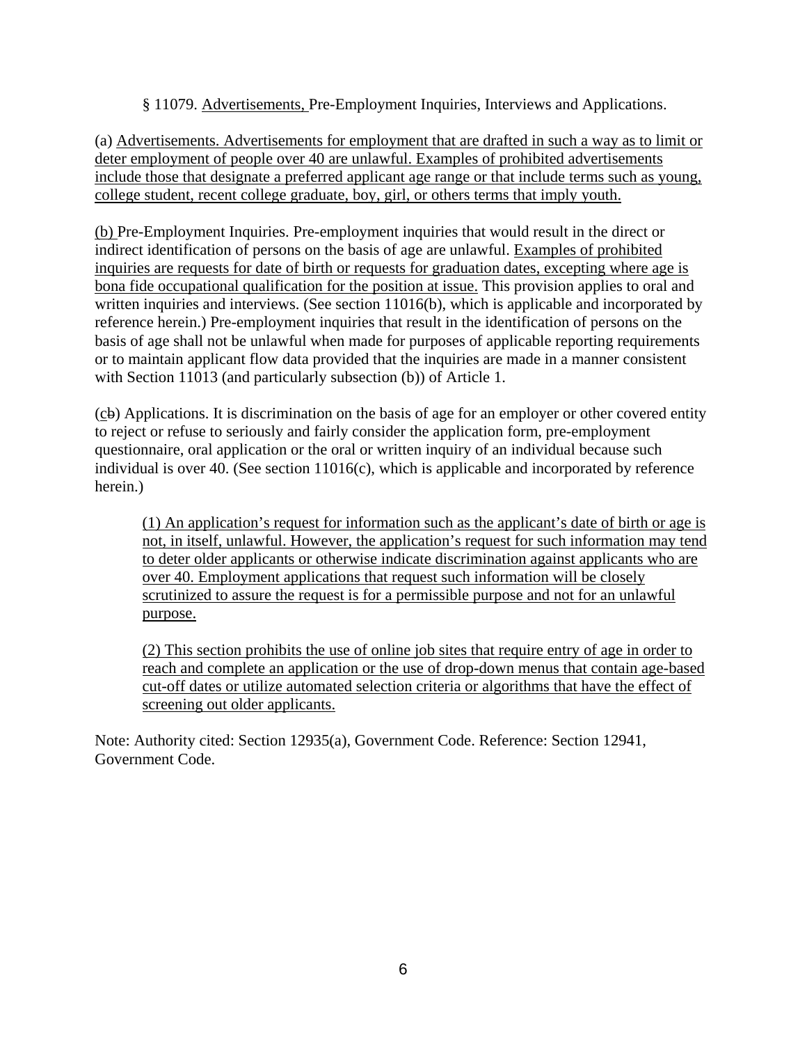§ 11079. Advertisements, Pre-Employment Inquiries, Interviews and Applications.

(a) Advertisements. Advertisements for employment that are drafted in such a way as to limit or deter employment of people over 40 are unlawful. Examples of prohibited advertisements include those that designate a preferred applicant age range or that include terms such as young, college student, recent college graduate, boy, girl, or others terms that imply youth.

(b) Pre-Employment Inquiries. Pre-employment inquiries that would result in the direct or indirect identification of persons on the basis of age are unlawful. Examples of prohibited inquiries are requests for date of birth or requests for graduation dates, excepting where age is bona fide occupational qualification for the position at issue. This provision applies to oral and written inquiries and interviews. (See section 11016(b), which is applicable and incorporated by reference herein.) Pre-employment inquiries that result in the identification of persons on the basis of age shall not be unlawful when made for purposes of applicable reporting requirements or to maintain applicant flow data provided that the inquiries are made in a manner consistent with Section 11013 (and particularly subsection (b)) of Article 1.

(c~~b~~) Applications. It is discrimination on the basis of age for an employer or other covered entity to reject or refuse to seriously and fairly consider the application form, pre-employment questionnaire, oral application or the oral or written inquiry of an individual because such individual is over 40. (See section 11016(c), which is applicable and incorporated by reference herein.)

(1) An application's request for information such as the applicant's date of birth or age is not, in itself, unlawful. However, the application's request for such information may tend to deter older applicants or otherwise indicate discrimination against applicants who are over 40. Employment applications that request such information will be closely scrutinized to assure the request is for a permissible purpose and not for an unlawful purpose.

(2) This section prohibits the use of online job sites that require entry of age in order to reach and complete an application or the use of drop-down menus that contain age-based cut-off dates or utilize automated selection criteria or algorithms that have the effect of screening out older applicants.

Note: Authority cited: Section 12935(a), Government Code. Reference: Section 12941, Government Code.